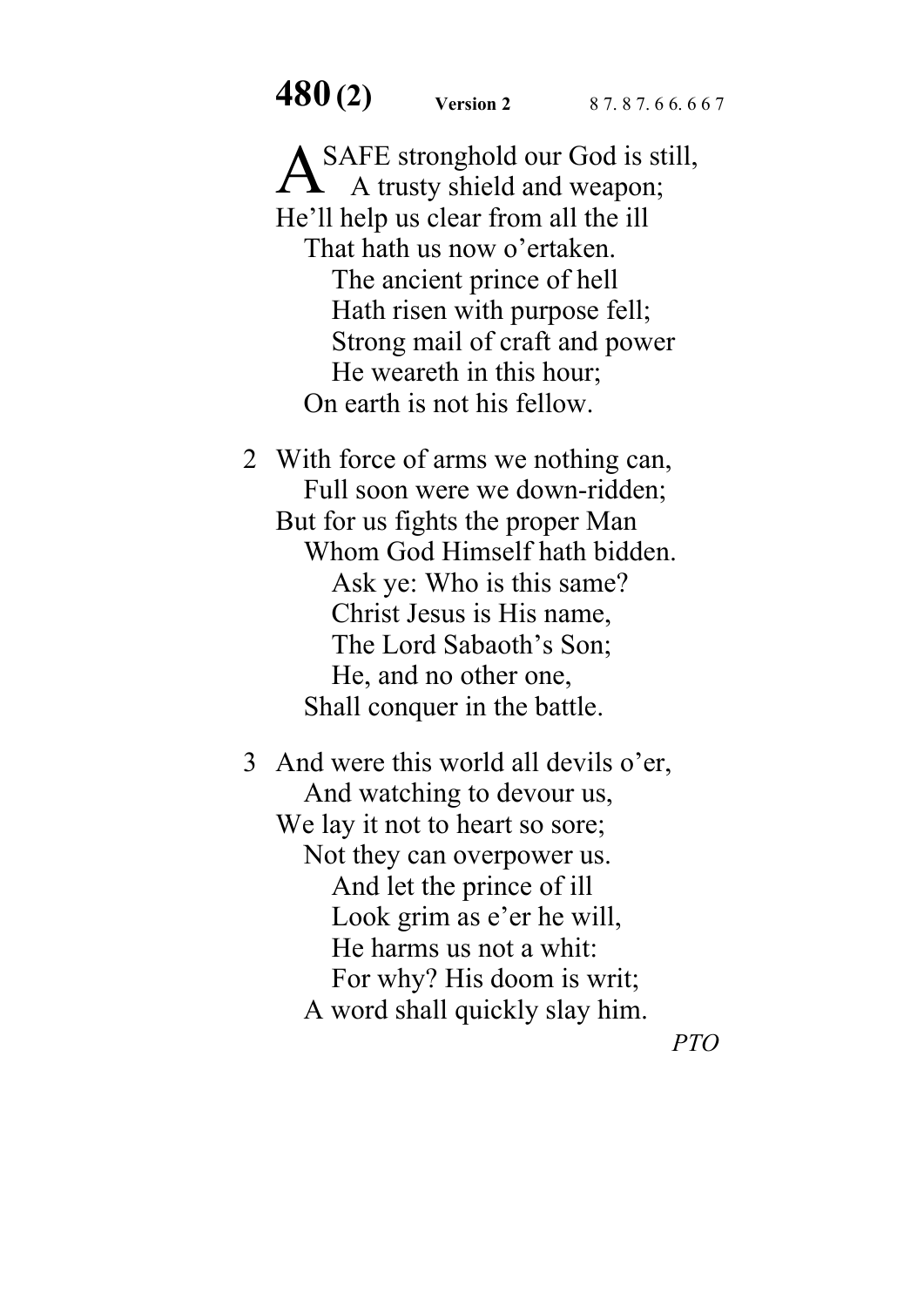# 480 (2)

**Version 2** 8 7. 8 7. 6 6. 6 6 7

A SAFE stronghold our God is still,
 A trusty shield and weapon;
He'll help us clear from all the ill
 That hath us now o'ertaken.
  The ancient prince of hell
  Hath risen with purpose fell;
  Strong mail of craft and power
  He weareth in this hour;
 On earth is not his fellow.

2 With force of arms we nothing can,
 Full soon were we down-ridden;
But for us fights the proper Man
 Whom God Himself hath bidden.
  Ask ye: Who is this same?
  Christ Jesus is His name,
  The Lord Sabaoth's Son;
  He, and no other one,
 Shall conquer in the battle.

3 And were this world all devils o'er,
 And watching to devour us,
We lay it not to heart so sore;
 Not they can overpower us.
  And let the prince of ill
  Look grim as e'er he will,
  He harms us not a whit:
  For why? His doom is writ;
 A word shall quickly slay him.

*PTO*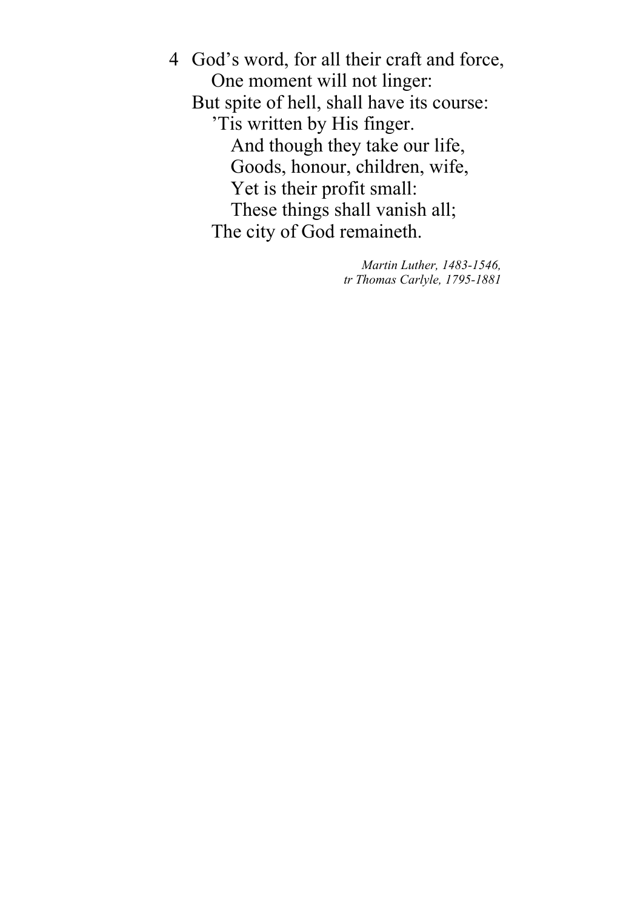4 God’s word, for all their craft and force,
One moment will not linger:
But spite of hell, shall have its course:
’Tis written by His finger.
And though they take our life,
Goods, honour, children, wife,
Yet is their profit small:
These things shall vanish all;
The city of God remaineth.

*Martin Luther, 1483-1546,*
*tr Thomas Carlyle, 1795-1881*